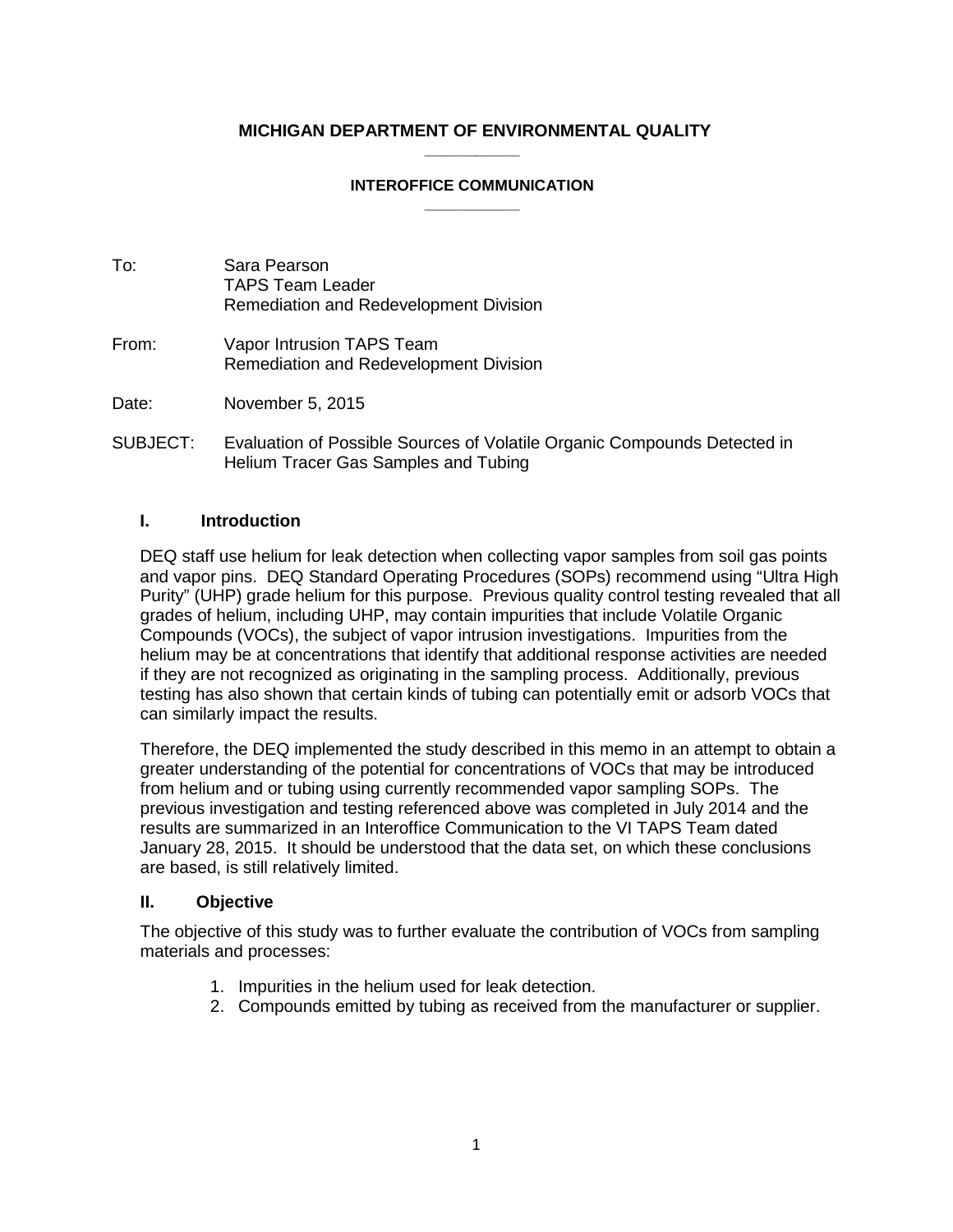**MICHIGAN DEPARTMENT OF ENVIRONMENTAL QUALITY**

**INTEROFFICE COMMUNICATION**

To: Sara Pearson
TAPS Team Leader
Remediation and Redevelopment Division

From: Vapor Intrusion TAPS Team
Remediation and Redevelopment Division

Date: November 5, 2015

SUBJECT: Evaluation of Possible Sources of Volatile Organic Compounds Detected in Helium Tracer Gas Samples and Tubing

## I. Introduction

DEQ staff use helium for leak detection when collecting vapor samples from soil gas points and vapor pins. DEQ Standard Operating Procedures (SOPs) recommend using "Ultra High Purity" (UHP) grade helium for this purpose. Previous quality control testing revealed that all grades of helium, including UHP, may contain impurities that include Volatile Organic Compounds (VOCs), the subject of vapor intrusion investigations. Impurities from the helium may be at concentrations that identify that additional response activities are needed if they are not recognized as originating in the sampling process. Additionally, previous testing has also shown that certain kinds of tubing can potentially emit or adsorb VOCs that can similarly impact the results.

Therefore, the DEQ implemented the study described in this memo in an attempt to obtain a greater understanding of the potential for concentrations of VOCs that may be introduced from helium and or tubing using currently recommended vapor sampling SOPs. The previous investigation and testing referenced above was completed in July 2014 and the results are summarized in an Interoffice Communication to the VI TAPS Team dated January 28, 2015. It should be understood that the data set, on which these conclusions are based, is still relatively limited.

## II. Objective

The objective of this study was to further evaluate the contribution of VOCs from sampling materials and processes:

1. Impurities in the helium used for leak detection.
2. Compounds emitted by tubing as received from the manufacturer or supplier.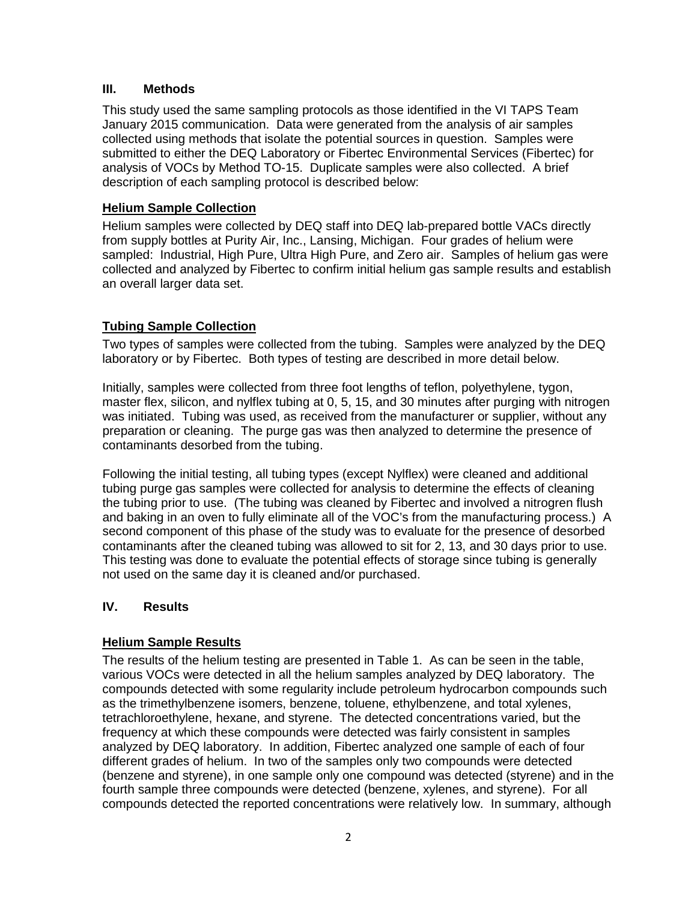## III. Methods

This study used the same sampling protocols as those identified in the VI TAPS Team January 2015 communication. Data were generated from the analysis of air samples collected using methods that isolate the potential sources in question. Samples were submitted to either the DEQ Laboratory or Fibertec Environmental Services (Fibertec) for analysis of VOCs by Method TO-15. Duplicate samples were also collected. A brief description of each sampling protocol is described below:

**Helium Sample Collection**

Helium samples were collected by DEQ staff into DEQ lab-prepared bottle VACs directly from supply bottles at Purity Air, Inc., Lansing, Michigan. Four grades of helium were sampled: Industrial, High Pure, Ultra High Pure, and Zero air. Samples of helium gas were collected and analyzed by Fibertec to confirm initial helium gas sample results and establish an overall larger data set.

**Tubing Sample Collection**

Two types of samples were collected from the tubing. Samples were analyzed by the DEQ laboratory or by Fibertec. Both types of testing are described in more detail below.

Initially, samples were collected from three foot lengths of teflon, polyethylene, tygon, master flex, silicon, and nylflex tubing at 0, 5, 15, and 30 minutes after purging with nitrogen was initiated. Tubing was used, as received from the manufacturer or supplier, without any preparation or cleaning. The purge gas was then analyzed to determine the presence of contaminants desorbed from the tubing.

Following the initial testing, all tubing types (except Nylflex) were cleaned and additional tubing purge gas samples were collected for analysis to determine the effects of cleaning the tubing prior to use. (The tubing was cleaned by Fibertec and involved a nitrogren flush and baking in an oven to fully eliminate all of the VOC's from the manufacturing process.) A second component of this phase of the study was to evaluate for the presence of desorbed contaminants after the cleaned tubing was allowed to sit for 2, 13, and 30 days prior to use. This testing was done to evaluate the potential effects of storage since tubing is generally not used on the same day it is cleaned and/or purchased.

## IV. Results

**Helium Sample Results**

The results of the helium testing are presented in Table 1. As can be seen in the table, various VOCs were detected in all the helium samples analyzed by DEQ laboratory. The compounds detected with some regularity include petroleum hydrocarbon compounds such as the trimethylbenzene isomers, benzene, toluene, ethylbenzene, and total xylenes, tetrachloroethylene, hexane, and styrene. The detected concentrations varied, but the frequency at which these compounds were detected was fairly consistent in samples analyzed by DEQ laboratory. In addition, Fibertec analyzed one sample of each of four different grades of helium. In two of the samples only two compounds were detected (benzene and styrene), in one sample only one compound was detected (styrene) and in the fourth sample three compounds were detected (benzene, xylenes, and styrene). For all compounds detected the reported concentrations were relatively low. In summary, although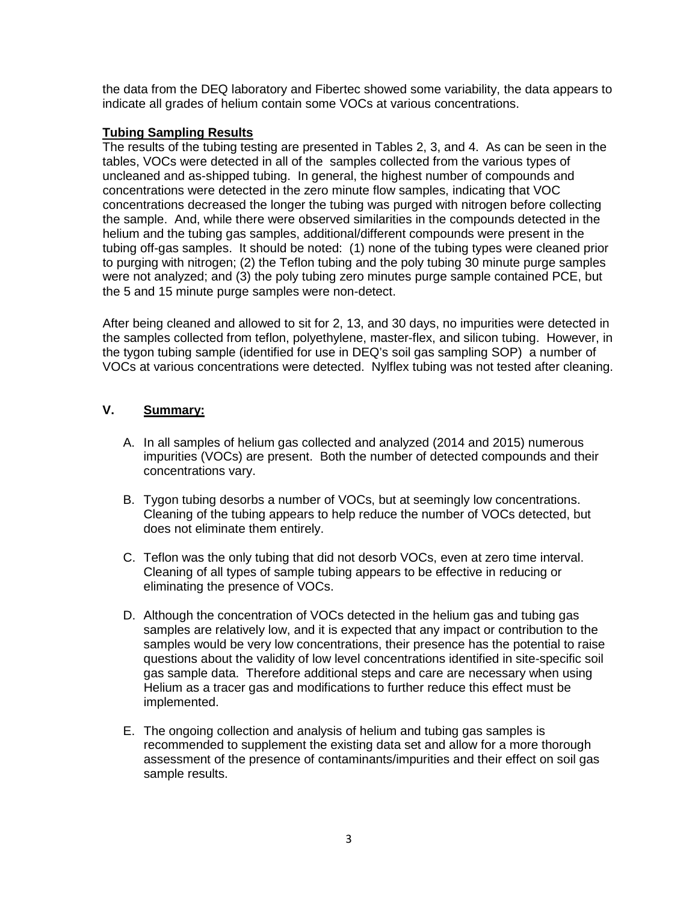the data from the DEQ laboratory and Fibertec showed some variability, the data appears to indicate all grades of helium contain some VOCs at various concentrations.

**Tubing Sampling Results**

The results of the tubing testing are presented in Tables 2, 3, and 4. As can be seen in the tables, VOCs were detected in all of the samples collected from the various types of uncleaned and as-shipped tubing. In general, the highest number of compounds and concentrations were detected in the zero minute flow samples, indicating that VOC concentrations decreased the longer the tubing was purged with nitrogen before collecting the sample. And, while there were observed similarities in the compounds detected in the helium and the tubing gas samples, additional/different compounds were present in the tubing off-gas samples. It should be noted: (1) none of the tubing types were cleaned prior to purging with nitrogen; (2) the Teflon tubing and the poly tubing 30 minute purge samples were not analyzed; and (3) the poly tubing zero minutes purge sample contained PCE, but the 5 and 15 minute purge samples were non-detect.

After being cleaned and allowed to sit for 2, 13, and 30 days, no impurities were detected in the samples collected from teflon, polyethylene, master-flex, and silicon tubing. However, in the tygon tubing sample (identified for use in DEQ's soil gas sampling SOP) a number of VOCs at various concentrations were detected. Nylflex tubing was not tested after cleaning.

## V. Summary:

A. In all samples of helium gas collected and analyzed (2014 and 2015) numerous impurities (VOCs) are present. Both the number of detected compounds and their concentrations vary.

B. Tygon tubing desorbs a number of VOCs, but at seemingly low concentrations. Cleaning of the tubing appears to help reduce the number of VOCs detected, but does not eliminate them entirely.

C. Teflon was the only tubing that did not desorb VOCs, even at zero time interval. Cleaning of all types of sample tubing appears to be effective in reducing or eliminating the presence of VOCs.

D. Although the concentration of VOCs detected in the helium gas and tubing gas samples are relatively low, and it is expected that any impact or contribution to the samples would be very low concentrations, their presence has the potential to raise questions about the validity of low level concentrations identified in site-specific soil gas sample data. Therefore additional steps and care are necessary when using Helium as a tracer gas and modifications to further reduce this effect must be implemented.

E. The ongoing collection and analysis of helium and tubing gas samples is recommended to supplement the existing data set and allow for a more thorough assessment of the presence of contaminants/impurities and their effect on soil gas sample results.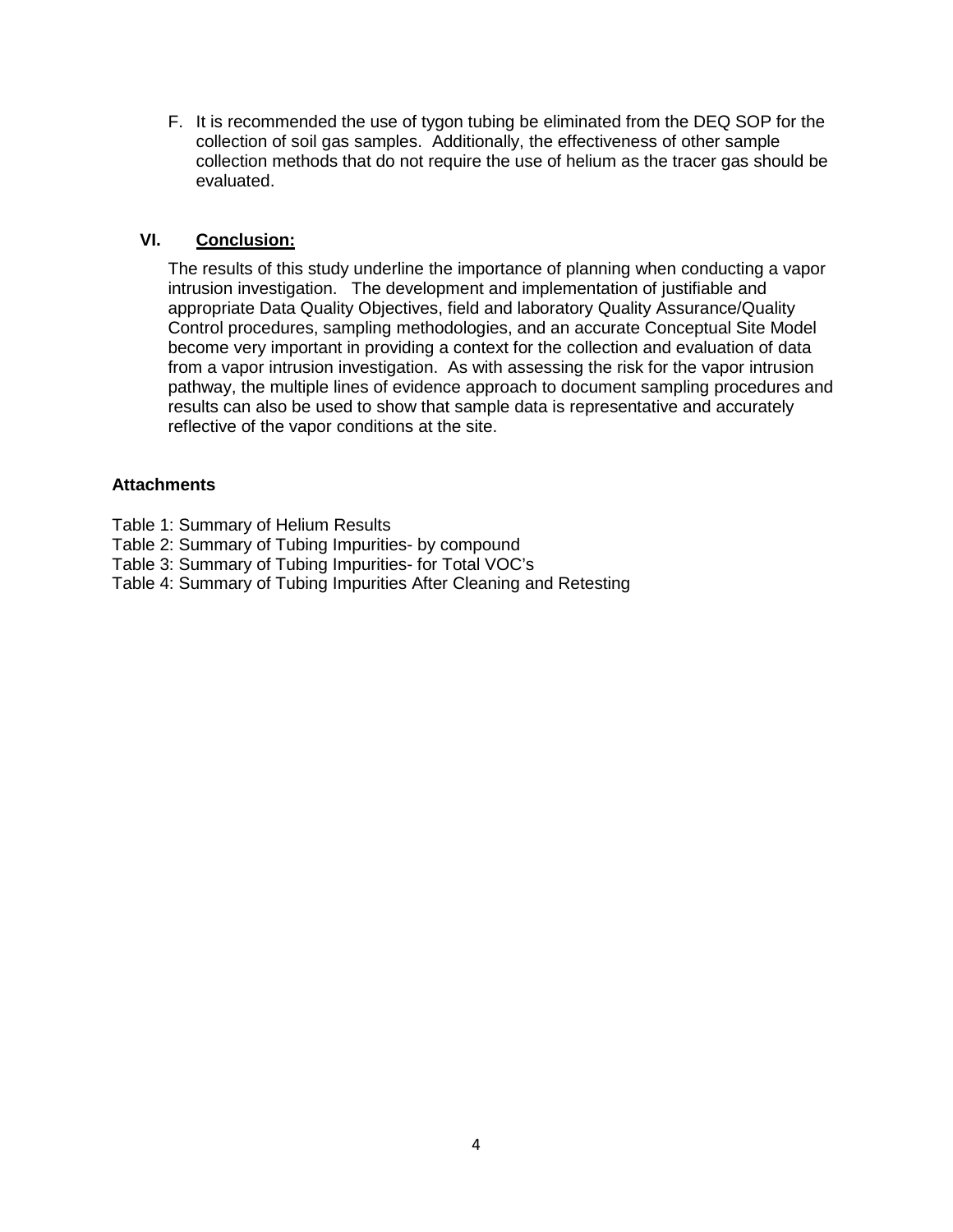F. It is recommended the use of tygon tubing be eliminated from the DEQ SOP for the collection of soil gas samples. Additionally, the effectiveness of other sample collection methods that do not require the use of helium as the tracer gas should be evaluated.

## VI. Conclusion:

The results of this study underline the importance of planning when conducting a vapor intrusion investigation. The development and implementation of justifiable and appropriate Data Quality Objectives, field and laboratory Quality Assurance/Quality Control procedures, sampling methodologies, and an accurate Conceptual Site Model become very important in providing a context for the collection and evaluation of data from a vapor intrusion investigation. As with assessing the risk for the vapor intrusion pathway, the multiple lines of evidence approach to document sampling procedures and results can also be used to show that sample data is representative and accurately reflective of the vapor conditions at the site.

**Attachments**

Table 1: Summary of Helium Results
Table 2: Summary of Tubing Impurities- by compound
Table 3: Summary of Tubing Impurities- for Total VOC's
Table 4: Summary of Tubing Impurities After Cleaning and Retesting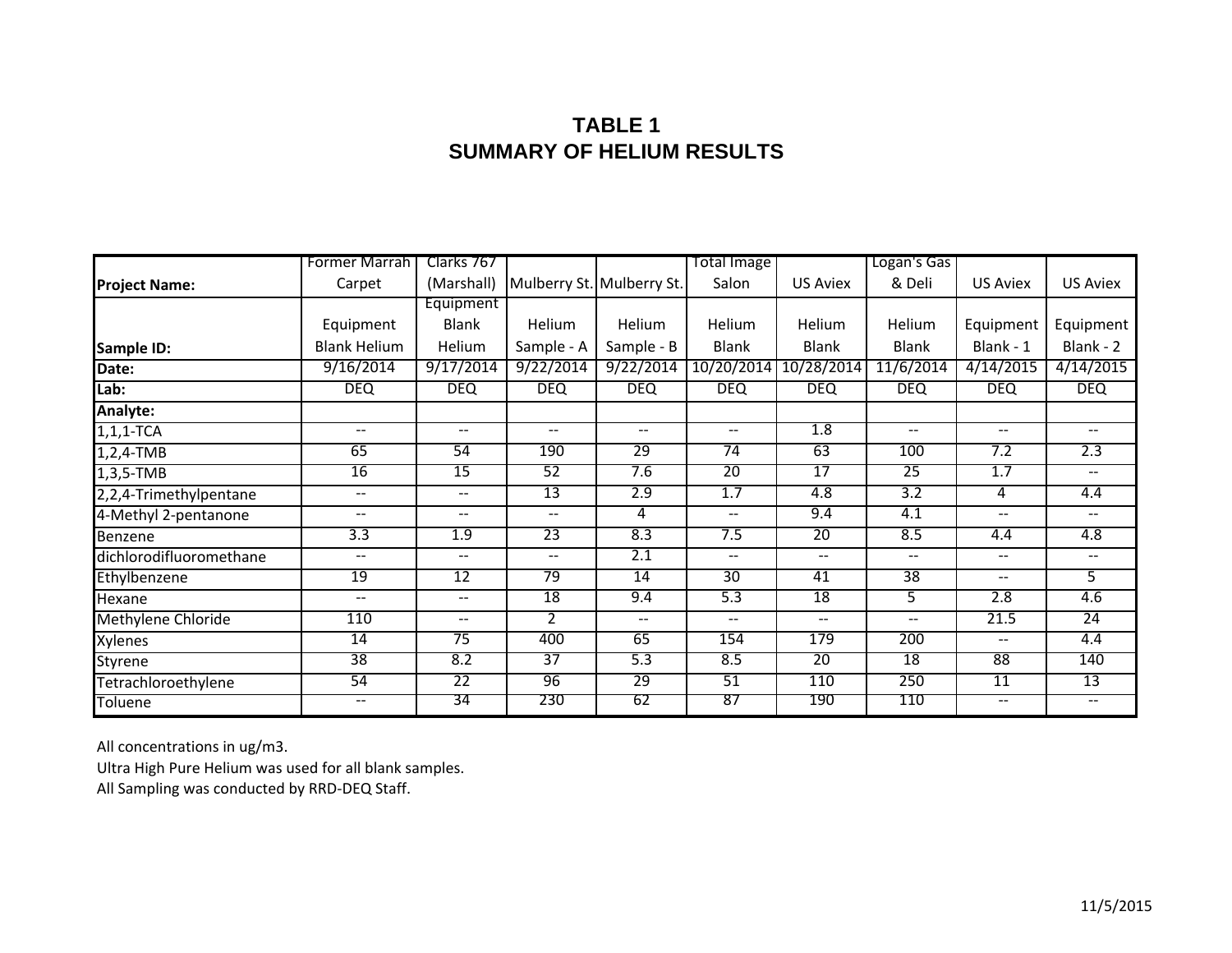# TABLE 1
# SUMMARY OF HELIUM RESULTS

| Project Name: | Former Marrah Carpet | Clarks 767 (Marshall) | Mulberry St. | Mulberry St. | Total Image Salon | US Aviex | Logan's Gas & Deli | US Aviex | US Aviex |
|---|---|---|---|---|---|---|---|---|---|
| **Sample ID:** | Equipment Blank Helium | Equipment Blank Helium | Helium Sample - A | Helium Sample - B | Helium Blank | Helium Blank | Helium Blank | Equipment Blank - 1 | Equipment Blank - 2 |
| **Date:** | 9/16/2014 | 9/17/2014 | 9/22/2014 | 9/22/2014 | 10/20/2014 | 10/28/2014 | 11/6/2014 | 4/14/2015 | 4/14/2015 |
| **Lab:** | DEQ | DEQ | DEQ | DEQ | DEQ | DEQ | DEQ | DEQ | DEQ |
| **Analyte:** | | | | | | | | | |
| 1,1,1-TCA | -- | -- | -- | -- | -- | 1.8 | -- | -- | -- |
| 1,2,4-TMB | 65 | 54 | 190 | 29 | 74 | 63 | 100 | 7.2 | 2.3 |
| 1,3,5-TMB | 16 | 15 | 52 | 7.6 | 20 | 17 | 25 | 1.7 | -- |
| 2,2,4-Trimethylpentane | -- | -- | 13 | 2.9 | 1.7 | 4.8 | 3.2 | 4 | 4.4 |
| 4-Methyl 2-pentanone | -- | -- | -- | 4 | -- | 9.4 | 4.1 | -- | -- |
| Benzene | 3.3 | 1.9 | 23 | 8.3 | 7.5 | 20 | 8.5 | 4.4 | 4.8 |
| dichlorodifluoromethane | -- | -- | -- | 2.1 | -- | -- | -- | -- | -- |
| Ethylbenzene | 19 | 12 | 79 | 14 | 30 | 41 | 38 | -- | 5 |
| Hexane | -- | -- | 18 | 9.4 | 5.3 | 18 | 5 | 2.8 | 4.6 |
| Methylene Chloride | 110 | -- | 2 | -- | -- | -- | -- | 21.5 | 24 |
| Xylenes | 14 | 75 | 400 | 65 | 154 | 179 | 200 | -- | 4.4 |
| Styrene | 38 | 8.2 | 37 | 5.3 | 8.5 | 20 | 18 | 88 | 140 |
| Tetrachloroethylene | 54 | 22 | 96 | 29 | 51 | 110 | 250 | 11 | 13 |
| Toluene | -- | 34 | 230 | 62 | 87 | 190 | 110 | -- | -- |

All concentrations in ug/m3.

Ultra High Pure Helium was used for all blank samples.

All Sampling was conducted by RRD-DEQ Staff.

11/5/2015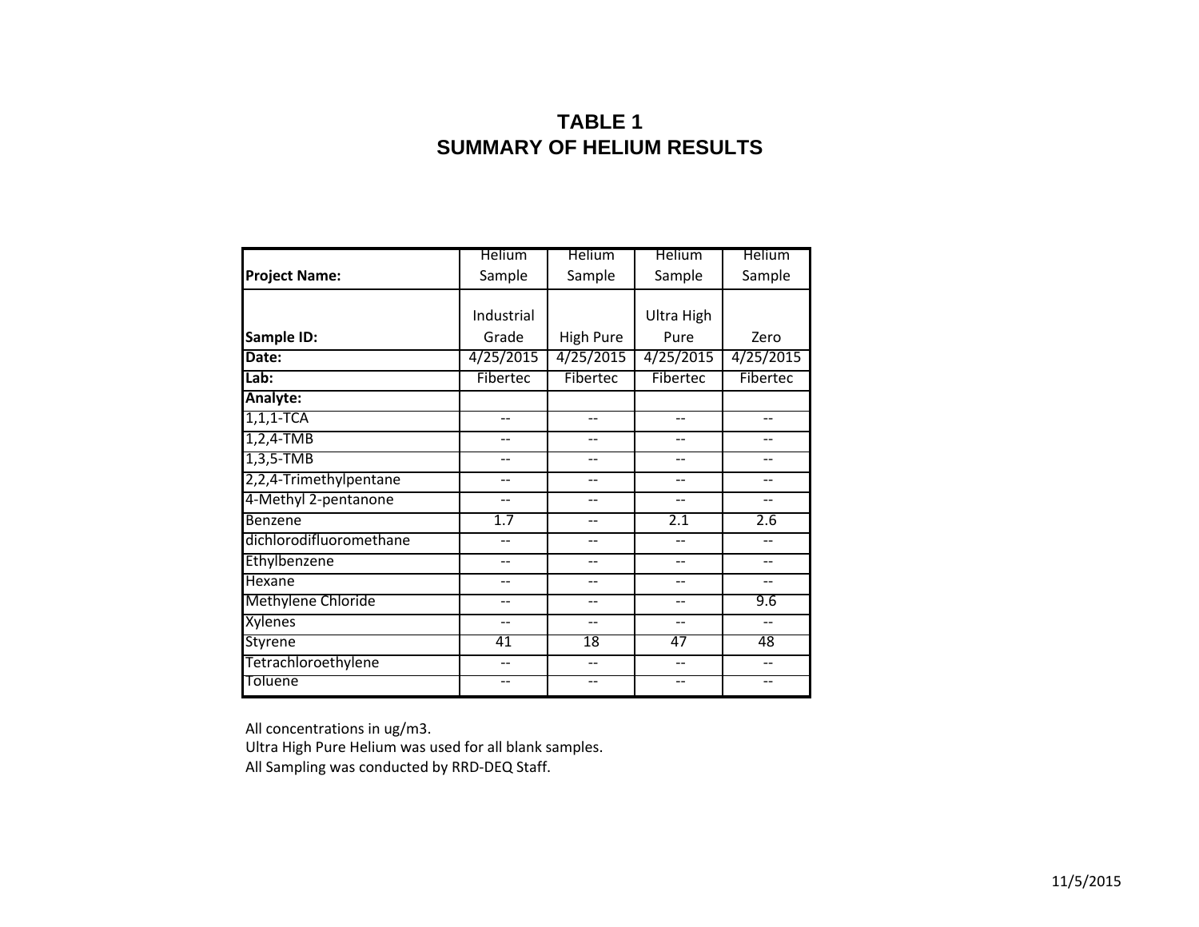# TABLE 1
# SUMMARY OF HELIUM RESULTS

| **Project Name:** | Helium Sample | Helium Sample | Helium Sample | Helium Sample |
|---|---|---|---|---|
| **Sample ID:** | Industrial Grade | High Pure | Ultra High Pure | Zero |
| **Date:** | 4/25/2015 | 4/25/2015 | 4/25/2015 | 4/25/2015 |
| **Lab:** | Fibertec | Fibertec | Fibertec | Fibertec |
| **Analyte:** | | | | |
| 1,1,1-TCA | -- | -- | -- | -- |
| 1,2,4-TMB | -- | -- | -- | -- |
| 1,3,5-TMB | -- | -- | -- | -- |
| 2,2,4-Trimethylpentane | -- | -- | -- | -- |
| 4-Methyl 2-pentanone | -- | -- | -- | -- |
| Benzene | 1.7 | -- | 2.1 | 2.6 |
| dichlorodifluoromethane | -- | -- | -- | -- |
| Ethylbenzene | -- | -- | -- | -- |
| Hexane | -- | -- | -- | -- |
| Methylene Chloride | -- | -- | -- | 9.6 |
| Xylenes | -- | -- | -- | -- |
| Styrene | 41 | 18 | 47 | 48 |
| Tetrachloroethylene | -- | -- | -- | -- |
| Toluene | -- | -- | -- | -- |

All concentrations in ug/m3.
Ultra High Pure Helium was used for all blank samples.
All Sampling was conducted by RRD-DEQ Staff.

11/5/2015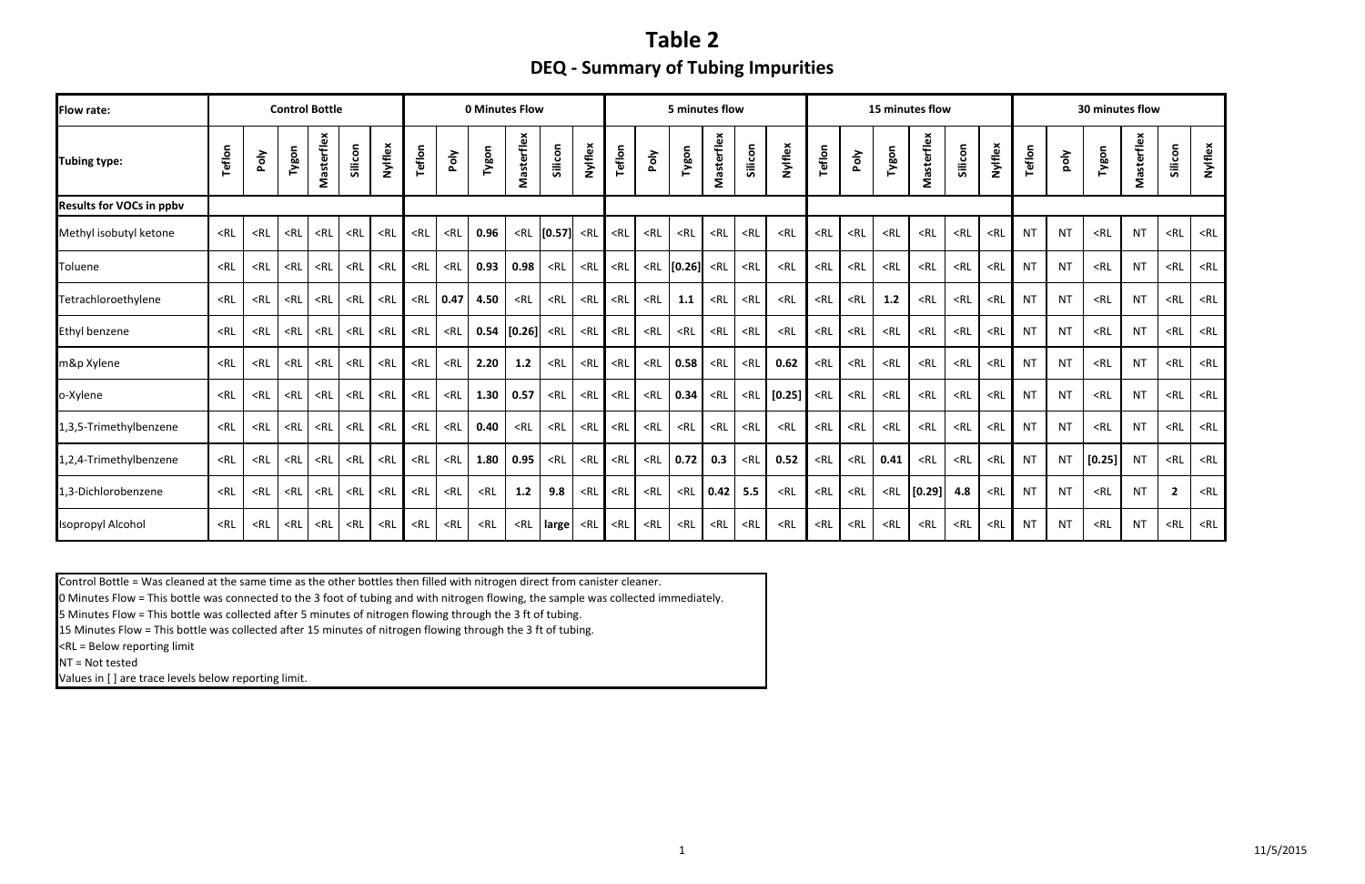# Table 2

## DEQ - Summary of Tubing Impurities

| Flow rate: | Control Bottle | | | | | | 0 Minutes Flow | | | | | | 5 minutes flow | | | | | | 15 minutes flow | | | | | | 30 minutes flow | | | | | |
|---|---|---|---|---|---|---|---|---|---|---|---|---|---|---|---|---|---|---|---|---|---|---|---|---|---|---|---|---|---|---|
| Tubing type: | Teflon | Poly | Tygon | Masterflex | Silicon | Nylflex | Teflon | Poly | Tygon | Masterflex | Silicon | Nylflex | Teflon | Poly | Tygon | Masterflex | Silicon | Nylflex | Teflon | Poly | Tygon | Masterflex | Silicon | Nylflex | Teflon | poly | Tygon | Masterflex | Silicon | Nylflex |
| **Results for VOCs in ppbv** | | | | | | | | | | | | | | | | | | | | | | | | | | | | | | |
| Methyl isobutyl ketone | <RL | <RL | <RL | <RL | <RL | <RL | <RL | <RL | **0.96** | <RL | **[0.57]** | <RL | <RL | <RL | <RL | <RL | <RL | <RL | <RL | <RL | <RL | <RL | <RL | <RL | NT | NT | <RL | NT | <RL | <RL |
| Toluene | <RL | <RL | <RL | <RL | <RL | <RL | <RL | <RL | **0.93** | **0.98** | <RL | <RL | <RL | <RL | **[0.26]** | <RL | <RL | <RL | <RL | <RL | <RL | <RL | <RL | <RL | NT | NT | <RL | NT | <RL | <RL |
| Tetrachloroethylene | <RL | <RL | <RL | <RL | <RL | <RL | <RL | **0.47** | **4.50** | <RL | <RL | <RL | <RL | <RL | **1.1** | <RL | <RL | <RL | <RL | <RL | **1.2** | <RL | <RL | <RL | NT | NT | <RL | NT | <RL | <RL |
| Ethyl benzene | <RL | <RL | <RL | <RL | <RL | <RL | <RL | <RL | **0.54** | **[0.26]** | <RL | <RL | <RL | <RL | <RL | <RL | <RL | <RL | <RL | <RL | <RL | <RL | <RL | <RL | NT | NT | <RL | NT | <RL | <RL |
| m&p Xylene | <RL | <RL | <RL | <RL | <RL | <RL | <RL | <RL | **2.20** | **1.2** | <RL | <RL | <RL | <RL | **0.58** | <RL | <RL | **0.62** | <RL | <RL | <RL | <RL | <RL | <RL | NT | NT | <RL | NT | <RL | <RL |
| o-Xylene | <RL | <RL | <RL | <RL | <RL | <RL | <RL | <RL | **1.30** | **0.57** | <RL | <RL | <RL | <RL | **0.34** | <RL | <RL | **[0.25]** | <RL | <RL | <RL | <RL | <RL | <RL | NT | NT | <RL | NT | <RL | <RL |
| 1,3,5-Trimethylbenzene | <RL | <RL | <RL | <RL | <RL | <RL | <RL | <RL | **0.40** | <RL | <RL | <RL | <RL | <RL | <RL | <RL | <RL | <RL | <RL | <RL | <RL | <RL | <RL | <RL | NT | NT | <RL | NT | <RL | <RL |
| 1,2,4-Trimethylbenzene | <RL | <RL | <RL | <RL | <RL | <RL | <RL | <RL | **1.80** | **0.95** | <RL | <RL | <RL | <RL | **0.72** | **0.3** | <RL | **0.52** | <RL | <RL | **0.41** | <RL | <RL | <RL | NT | NT | **[0.25]** | NT | <RL | <RL |
| 1,3-Dichlorobenzene | <RL | <RL | <RL | <RL | <RL | <RL | <RL | <RL | <RL | **1.2** | **9.8** | <RL | <RL | <RL | <RL | **0.42** | **5.5** | <RL | <RL | <RL | <RL | **[0.29]** | **4.8** | <RL | NT | NT | <RL | NT | **2** | <RL |
| Isopropyl Alcohol | <RL | <RL | <RL | <RL | <RL | <RL | <RL | <RL | <RL | <RL | **large** | <RL | <RL | <RL | <RL | <RL | <RL | <RL | <RL | <RL | <RL | <RL | <RL | <RL | NT | NT | <RL | NT | <RL | <RL |

Control Bottle = Was cleaned at the same time as the other bottles then filled with nitrogen direct from canister cleaner.
0 Minutes Flow = This bottle was connected to the 3 foot of tubing and with nitrogen flowing, the sample was collected immediately.
5 Minutes Flow = This bottle was collected after 5 minutes of nitrogen flowing through the 3 ft of tubing.
15 Minutes Flow = This bottle was collected after 15 minutes of nitrogen flowing through the 3 ft of tubing.
<RL = Below reporting limit
NT = Not tested
Values in [ ] are trace levels below reporting limit.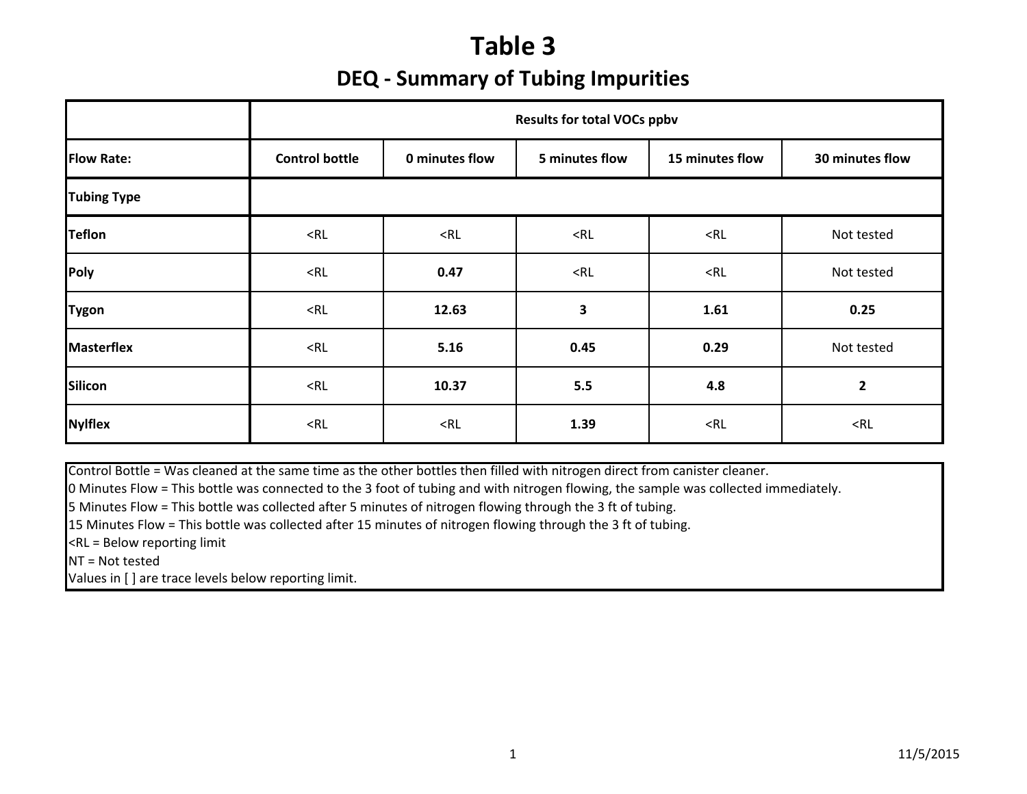# Table 3

## DEQ - Summary of Tubing Impurities

| | Results for total VOCs ppbv | | | | |
|---|---|---|---|---|---|
| **Flow Rate:** | **Control bottle** | **0 minutes flow** | **5 minutes flow** | **15 minutes flow** | **30 minutes flow** |
| **Tubing Type** | | | | | |
| **Teflon** | <RL | <RL | <RL | <RL | Not tested |
| **Poly** | <RL | **0.47** | <RL | <RL | Not tested |
| **Tygon** | <RL | **12.63** | **3** | **1.61** | **0.25** |
| **Masterflex** | <RL | **5.16** | **0.45** | **0.29** | Not tested |
| **Silicon** | <RL | **10.37** | **5.5** | **4.8** | **2** |
| **Nylflex** | <RL | <RL | **1.39** | <RL | <RL |

Control Bottle = Was cleaned at the same time as the other bottles then filled with nitrogen direct from canister cleaner.
0 Minutes Flow = This bottle was connected to the 3 foot of tubing and with nitrogen flowing, the sample was collected immediately.
5 Minutes Flow = This bottle was collected after 5 minutes of nitrogen flowing through the 3 ft of tubing.
15 Minutes Flow = This bottle was collected after 15 minutes of nitrogen flowing through the 3 ft of tubing.
<RL = Below reporting limit
NT = Not tested
Values in [ ] are trace levels below reporting limit.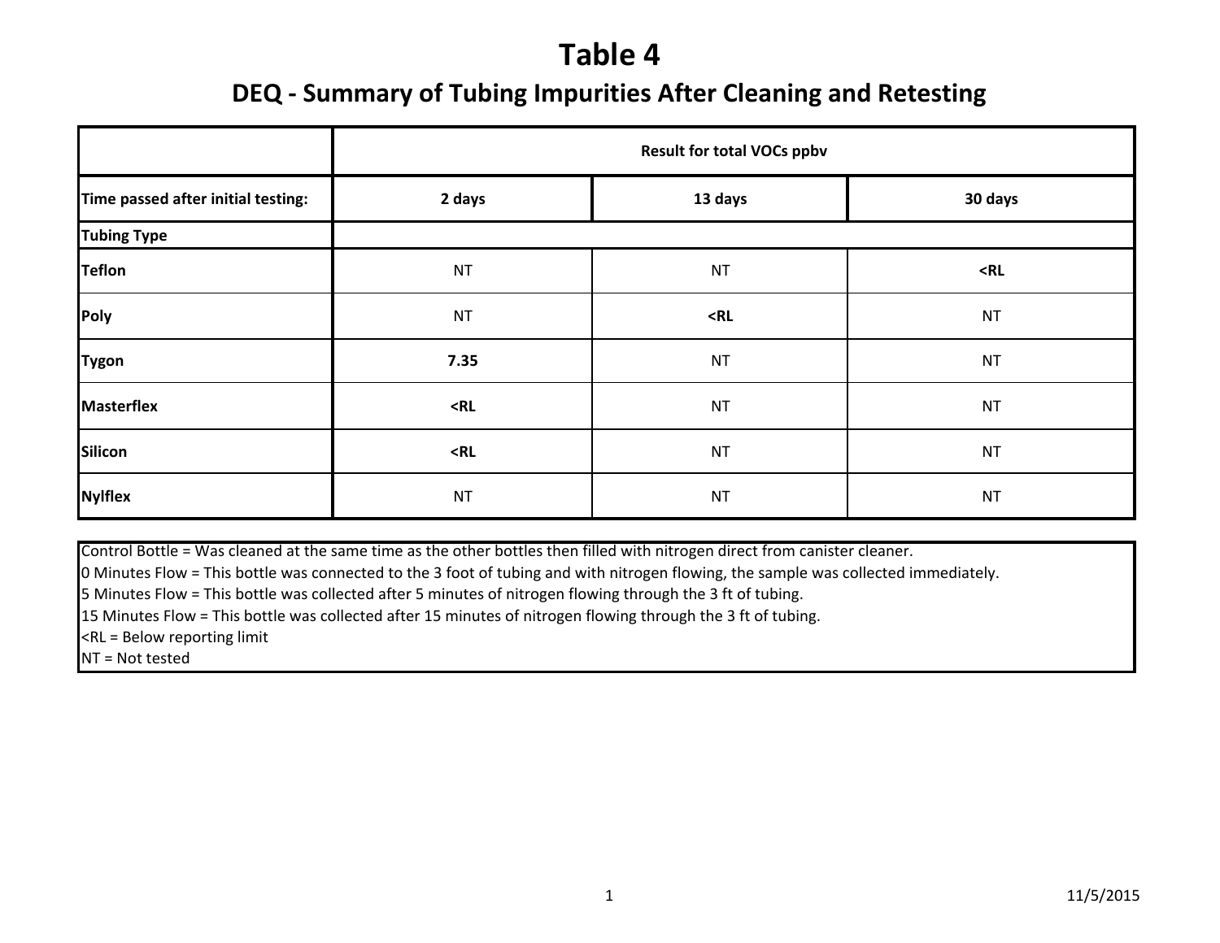# Table 4

## DEQ - Summary of Tubing Impurities After Cleaning and Retesting

| | Result for total VOCs ppbv | | |
|---|---|---|---|
| **Time passed after initial testing:** | **2 days** | **13 days** | **30 days** |
| **Tubing Type** | | | |
| **Teflon** | NT | NT | **<RL** |
| **Poly** | NT | **<RL** | NT |
| **Tygon** | **7.35** | NT | NT |
| **Masterflex** | **<RL** | NT | NT |
| **Silicon** | **<RL** | NT | NT |
| **Nylflex** | NT | NT | NT |

Control Bottle = Was cleaned at the same time as the other bottles then filled with nitrogen direct from canister cleaner.
0 Minutes Flow = This bottle was connected to the 3 foot of tubing and with nitrogen flowing, the sample was collected immediately.
5 Minutes Flow = This bottle was collected after 5 minutes of nitrogen flowing through the 3 ft of tubing.
15 Minutes Flow = This bottle was collected after 15 minutes of nitrogen flowing through the 3 ft of tubing.
<RL = Below reporting limit
NT = Not tested

11/5/2015